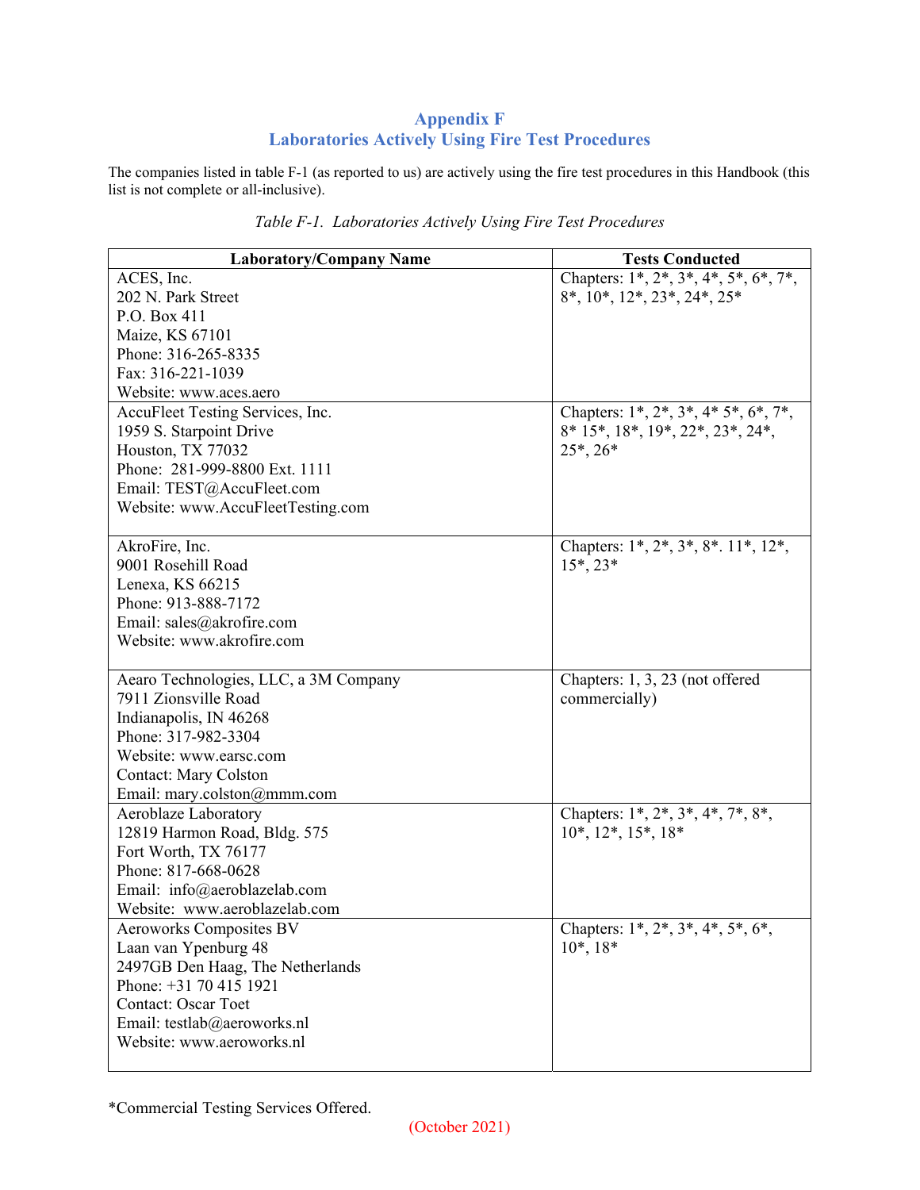# Appendix F
# Laboratories Actively Using Fire Test Procedures

The companies listed in table F-1 (as reported to us) are actively using the fire test procedures in this Handbook (this list is not complete or all-inclusive).

*Table F-1. Laboratories Actively Using Fire Test Procedures*

| Laboratory/Company Name | Tests Conducted |
|---|---|
| ACES, Inc.<br>202 N. Park Street<br>P.O. Box 411<br>Maize, KS 67101<br>Phone: 316-265-8335<br>Fax: 316-221-1039<br>Website: www.aces.aero | Chapters: 1*, 2*, 3*, 4*, 5*, 6*, 7*, 8*, 10*, 12*, 23*, 24*, 25* |
| AccuFleet Testing Services, Inc.<br>1959 S. Starpoint Drive<br>Houston, TX 77032<br>Phone: 281-999-8800 Ext. 1111<br>Email: TEST@AccuFleet.com<br>Website: www.AccuFleetTesting.com | Chapters: 1*, 2*, 3*, 4* 5*, 6*, 7*, 8* 15*, 18*, 19*, 22*, 23*, 24*, 25*, 26* |
| AkroFire, Inc.<br>9001 Rosehill Road<br>Lenexa, KS 66215<br>Phone: 913-888-7172<br>Email: sales@akrofire.com<br>Website: www.akrofire.com | Chapters: 1*, 2*, 3*, 8*. 11*, 12*, 15*, 23* |
| Aearo Technologies, LLC, a 3M Company<br>7911 Zionsville Road<br>Indianapolis, IN 46268<br>Phone: 317-982-3304<br>Website: www.earsc.com<br>Contact: Mary Colston<br>Email: mary.colston@mmm.com | Chapters: 1, 3, 23 (not offered commercially) |
| Aeroblaze Laboratory<br>12819 Harmon Road, Bldg. 575<br>Fort Worth, TX 76177<br>Phone: 817-668-0628<br>Email: info@aeroblazelab.com<br>Website: www.aeroblazelab.com | Chapters: 1*, 2*, 3*, 4*, 7*, 8*, 10*, 12*, 15*, 18* |
| Aeroworks Composites BV<br>Laan van Ypenburg 48<br>2497GB Den Haag, The Netherlands<br>Phone: +31 70 415 1921<br>Contact: Oscar Toet<br>Email: testlab@aeroworks.nl<br>Website: www.aeroworks.nl | Chapters: 1*, 2*, 3*, 4*, 5*, 6*, 10*, 18* |

*Commercial Testing Services Offered.

(October 2021)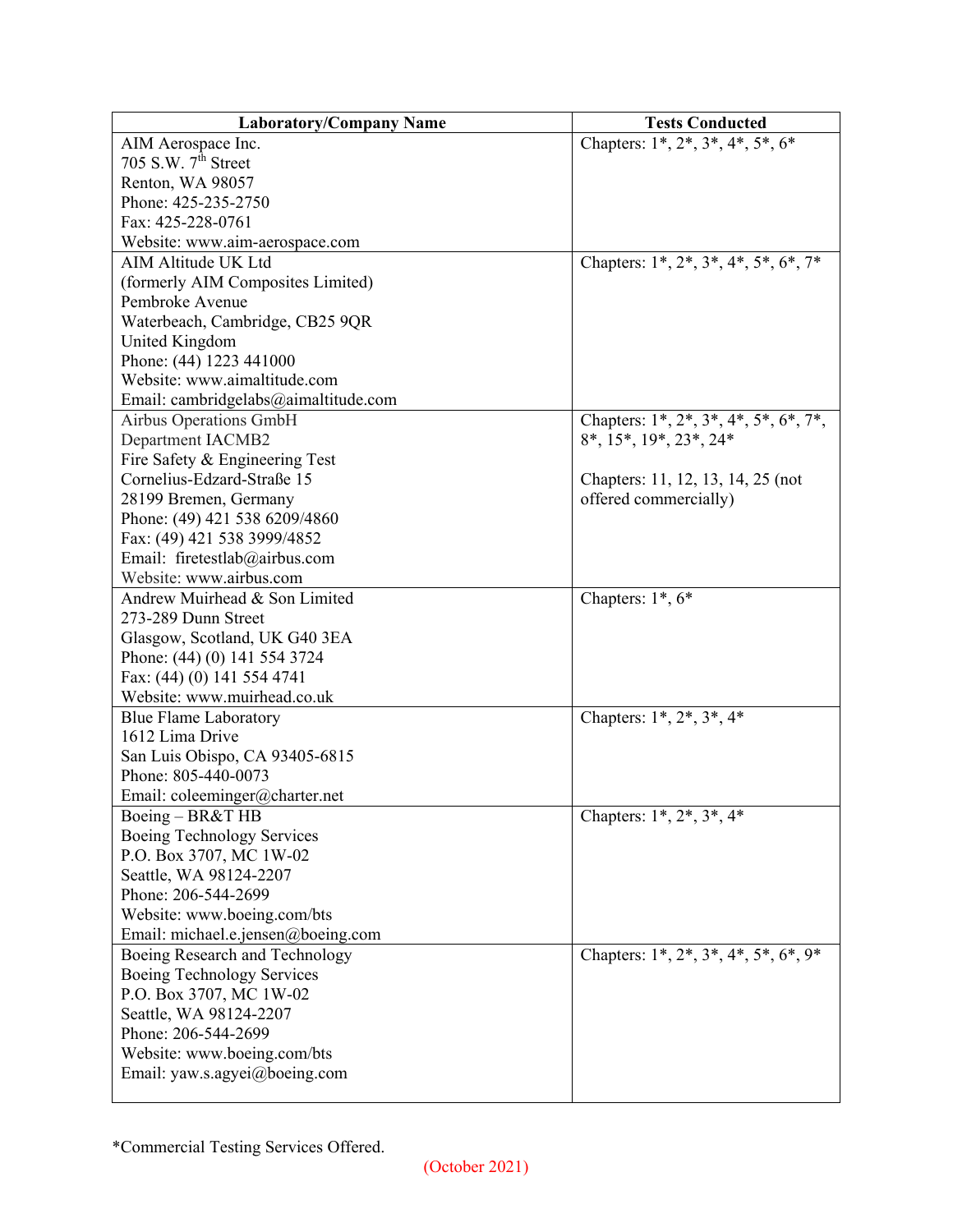| Laboratory/Company Name | Tests Conducted |
|---|---|
| AIM Aerospace Inc.<br>705 S.W. 7th Street<br>Renton, WA 98057<br>Phone: 425-235-2750<br>Fax: 425-228-0761<br>Website: www.aim-aerospace.com | Chapters: 1*, 2*, 3*, 4*, 5*, 6* |
| AIM Altitude UK Ltd<br>(formerly AIM Composites Limited)<br>Pembroke Avenue<br>Waterbeach, Cambridge, CB25 9QR<br>United Kingdom<br>Phone: (44) 1223 441000<br>Website: www.aimaltitude.com<br>Email: cambridgelabs@aimaltitude.com | Chapters: 1*, 2*, 3*, 4*, 5*, 6*, 7* |
| Airbus Operations GmbH<br>Department IACMB2<br>Fire Safety & Engineering Test<br>Cornelius-Edzard-Straße 15<br>28199 Bremen, Germany<br>Phone: (49) 421 538 6209/4860<br>Fax: (49) 421 538 3999/4852<br>Email: firetestlab@airbus.com<br>Website: www.airbus.com | Chapters: 1*, 2*, 3*, 4*, 5*, 6*, 7*, 8*, 15*, 19*, 23*, 24*<br><br>Chapters: 11, 12, 13, 14, 25 (not offered commercially) |
| Andrew Muirhead & Son Limited<br>273-289 Dunn Street<br>Glasgow, Scotland, UK G40 3EA<br>Phone: (44) (0) 141 554 3724<br>Fax: (44) (0) 141 554 4741<br>Website: www.muirhead.co.uk | Chapters: 1*, 6* |
| Blue Flame Laboratory<br>1612 Lima Drive<br>San Luis Obispo, CA 93405-6815<br>Phone: 805-440-0073<br>Email: coleeminger@charter.net | Chapters: 1*, 2*, 3*, 4* |
| Boeing – BR&T HB<br>Boeing Technology Services<br>P.O. Box 3707, MC 1W-02<br>Seattle, WA 98124-2207<br>Phone: 206-544-2699<br>Website: www.boeing.com/bts<br>Email: michael.e.jensen@boeing.com | Chapters: 1*, 2*, 3*, 4* |
| Boeing Research and Technology<br>Boeing Technology Services<br>P.O. Box 3707, MC 1W-02<br>Seattle, WA 98124-2207<br>Phone: 206-544-2699<br>Website: www.boeing.com/bts<br>Email: yaw.s.agyei@boeing.com | Chapters: 1*, 2*, 3*, 4*, 5*, 6*, 9* |

*Commercial Testing Services Offered.

(October 2021)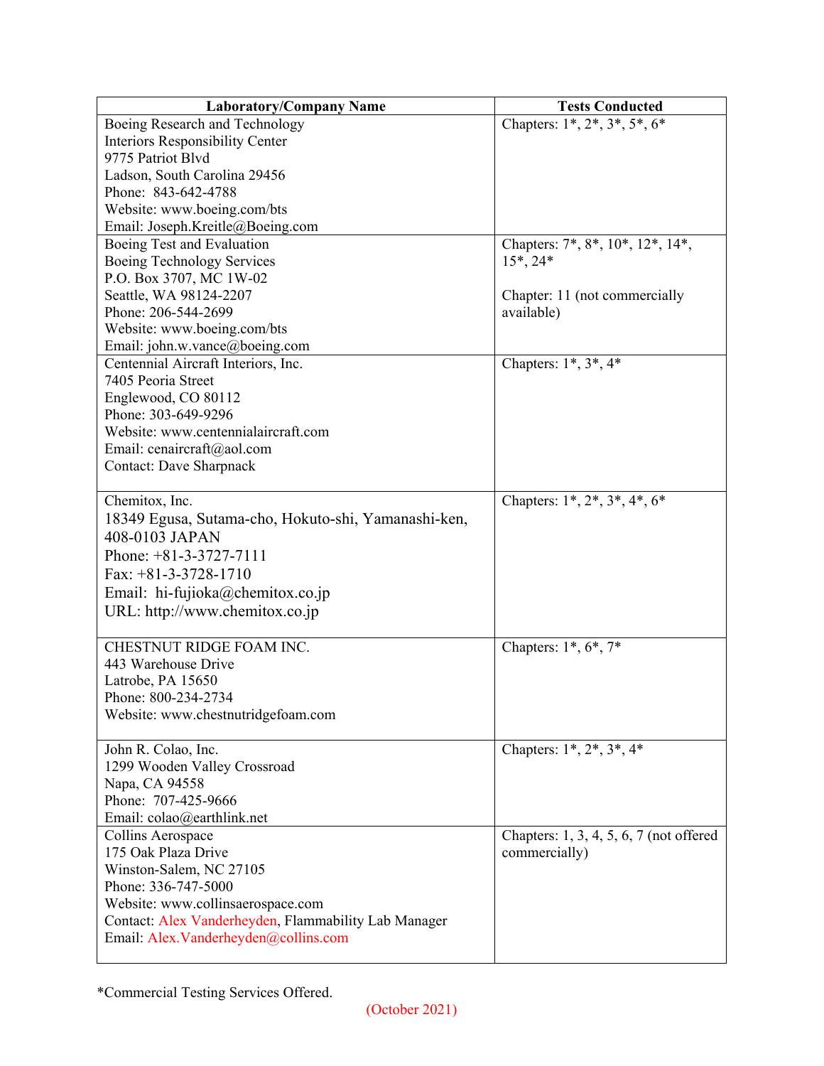| Laboratory/Company Name | Tests Conducted |
|---|---|
| Boeing Research and Technology<br>Interiors Responsibility Center<br>9775 Patriot Blvd<br>Ladson, South Carolina 29456<br>Phone: 843-642-4788<br>Website: www.boeing.com/bts<br>Email: Joseph.Kreitle@Boeing.com | Chapters: 1*, 2*, 3*, 5*, 6* |
| Boeing Test and Evaluation<br>Boeing Technology Services<br>P.O. Box 3707, MC 1W-02<br>Seattle, WA 98124-2207<br>Phone: 206-544-2699<br>Website: www.boeing.com/bts<br>Email: john.w.vance@boeing.com | Chapters: 7*, 8*, 10*, 12*, 14*, 15*, 24*<br><br>Chapter: 11 (not commercially available) |
| Centennial Aircraft Interiors, Inc.<br>7405 Peoria Street<br>Englewood, CO 80112<br>Phone: 303-649-9296<br>Website: www.centennialaircraft.com<br>Email: cenaircraft@aol.com<br>Contact: Dave Sharpnack | Chapters: 1*, 3*, 4* |
| Chemitox, Inc.<br>18349 Egusa, Sutama-cho, Hokuto-shi, Yamanashi-ken, 408-0103 JAPAN<br>Phone: +81-3-3727-7111<br>Fax: +81-3-3728-1710<br>Email: hi-fujioka@chemitox.co.jp<br>URL: http://www.chemitox.co.jp | Chapters: 1*, 2*, 3*, 4*, 6* |
| CHESTNUT RIDGE FOAM INC.<br>443 Warehouse Drive<br>Latrobe, PA 15650<br>Phone: 800-234-2734<br>Website: www.chestnutridgefoam.com | Chapters: 1*, 6*, 7* |
| John R. Colao, Inc.<br>1299 Wooden Valley Crossroad<br>Napa, CA 94558<br>Phone: 707-425-9666<br>Email: colao@earthlink.net | Chapters: 1*, 2*, 3*, 4* |
| Collins Aerospace<br>175 Oak Plaza Drive<br>Winston-Salem, NC 27105<br>Phone: 336-747-5000<br>Website: www.collinsaerospace.com<br>Contact: Alex Vanderheyden, Flammability Lab Manager<br>Email: Alex.Vanderheyden@collins.com | Chapters: 1, 3, 4, 5, 6, 7 (not offered commercially) |

*Commercial Testing Services Offered.

(October 2021)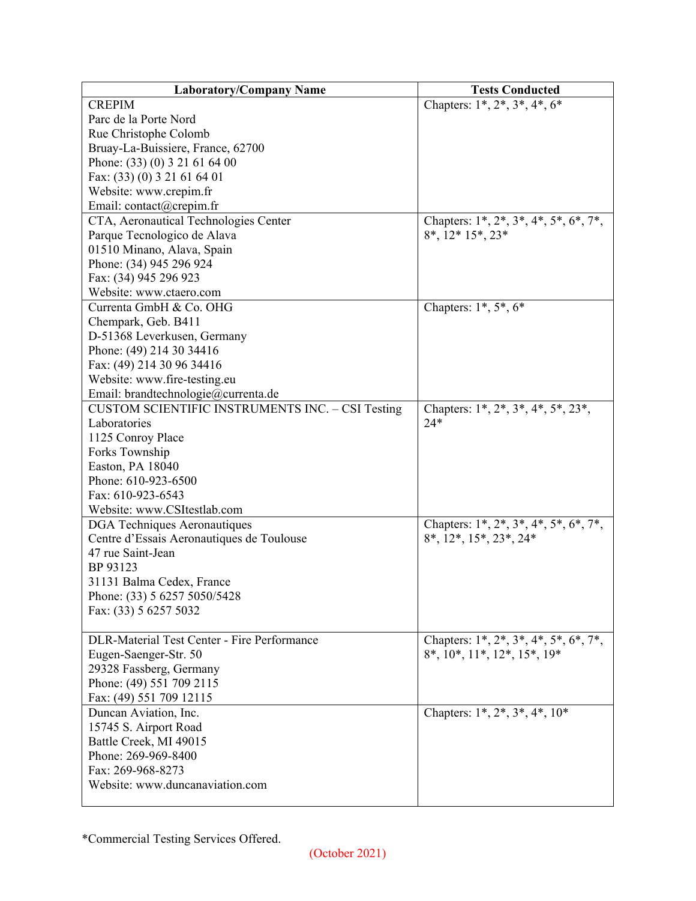| Laboratory/Company Name | Tests Conducted |
|---|---|
| CREPIM<br>Parc de la Porte Nord<br>Rue Christophe Colomb<br>Bruay-La-Buissiere, France, 62700<br>Phone: (33) (0) 3 21 61 64 00<br>Fax: (33) (0) 3 21 61 64 01<br>Website: www.crepim.fr<br>Email: contact@crepim.fr | Chapters: 1*, 2*, 3*, 4*, 6* |
| CTA, Aeronautical Technologies Center<br>Parque Tecnologico de Alava<br>01510 Minano, Alava, Spain<br>Phone: (34) 945 296 924<br>Fax: (34) 945 296 923<br>Website: www.ctaero.com | Chapters: 1*, 2*, 3*, 4*, 5*, 6*, 7*, 8*, 12* 15*, 23* |
| Currenta GmbH & Co. OHG<br>Chempark, Geb. B411<br>D-51368 Leverkusen, Germany<br>Phone: (49) 214 30 34416<br>Fax: (49) 214 30 96 34416<br>Website: www.fire-testing.eu<br>Email: brandtechnologie@currenta.de | Chapters: 1*, 5*, 6* |
| CUSTOM SCIENTIFIC INSTRUMENTS INC. – CSI Testing Laboratories<br>1125 Conroy Place<br>Forks Township<br>Easton, PA 18040<br>Phone: 610-923-6500<br>Fax: 610-923-6543<br>Website: www.CSItestlab.com | Chapters: 1*, 2*, 3*, 4*, 5*, 23*, 24* |
| DGA Techniques Aeronautiques<br>Centre d'Essais Aeronautiques de Toulouse<br>47 rue Saint-Jean<br>BP 93123<br>31131 Balma Cedex, France<br>Phone: (33) 5 6257 5050/5428<br>Fax: (33) 5 6257 5032 | Chapters: 1*, 2*, 3*, 4*, 5*, 6*, 7*, 8*, 12*, 15*, 23*, 24* |
| DLR-Material Test Center - Fire Performance<br>Eugen-Saenger-Str. 50<br>29328 Fassberg, Germany<br>Phone: (49) 551 709 2115<br>Fax: (49) 551 709 12115 | Chapters: 1*, 2*, 3*, 4*, 5*, 6*, 7*, 8*, 10*, 11*, 12*, 15*, 19* |
| Duncan Aviation, Inc.<br>15745 S. Airport Road<br>Battle Creek, MI 49015<br>Phone: 269-969-8400<br>Fax: 269-968-8273<br>Website: www.duncanaviation.com | Chapters: 1*, 2*, 3*, 4*, 10* |

*Commercial Testing Services Offered.

(October 2021)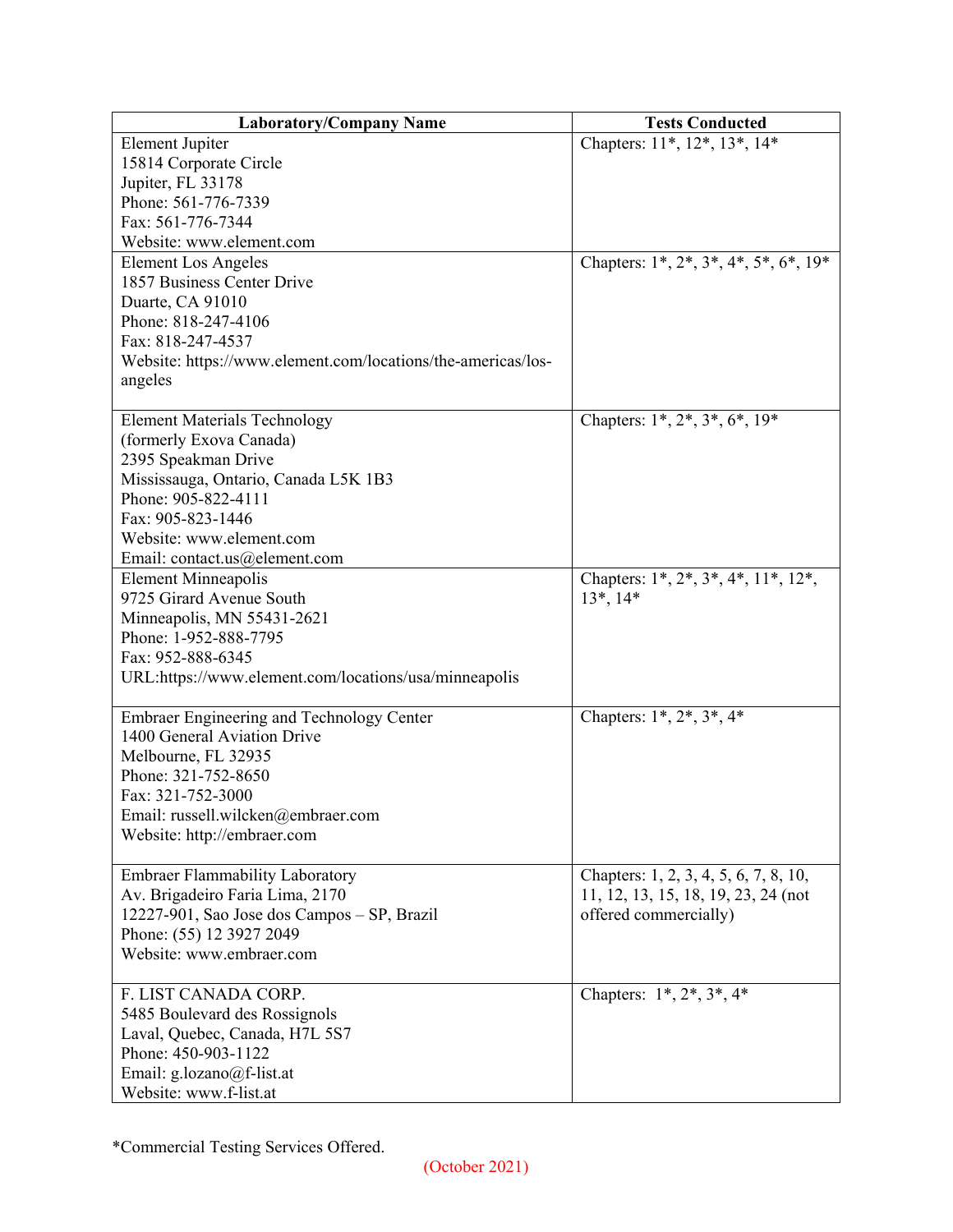| Laboratory/Company Name | Tests Conducted |
| --- | --- |
| Element Jupiter<br>15814 Corporate Circle<br>Jupiter, FL 33178<br>Phone: 561-776-7339<br>Fax: 561-776-7344<br>Website: www.element.com | Chapters: 11*, 12*, 13*, 14* |
| Element Los Angeles<br>1857 Business Center Drive<br>Duarte, CA 91010<br>Phone: 818-247-4106<br>Fax: 818-247-4537<br>Website: https://www.element.com/locations/the-americas/los-angeles | Chapters: 1*, 2*, 3*, 4*, 5*, 6*, 19* |
| Element Materials Technology<br>(formerly Exova Canada)<br>2395 Speakman Drive<br>Mississauga, Ontario, Canada L5K 1B3<br>Phone: 905-822-4111<br>Fax: 905-823-1446<br>Website: www.element.com<br>Email: contact.us@element.com | Chapters: 1*, 2*, 3*, 6*, 19* |
| Element Minneapolis<br>9725 Girard Avenue South<br>Minneapolis, MN 55431-2621<br>Phone: 1-952-888-7795<br>Fax: 952-888-6345<br>URL:https://www.element.com/locations/usa/minneapolis | Chapters: 1*, 2*, 3*, 4*, 11*, 12*, 13*, 14* |
| Embraer Engineering and Technology Center<br>1400 General Aviation Drive<br>Melbourne, FL 32935<br>Phone: 321-752-8650<br>Fax: 321-752-3000<br>Email: russell.wilcken@embraer.com<br>Website: http://embraer.com | Chapters: 1*, 2*, 3*, 4* |
| Embraer Flammability Laboratory<br>Av. Brigadeiro Faria Lima, 2170<br>12227-901, Sao Jose dos Campos – SP, Brazil<br>Phone: (55) 12 3927 2049<br>Website: www.embraer.com | Chapters: 1, 2, 3, 4, 5, 6, 7, 8, 10, 11, 12, 13, 15, 18, 19, 23, 24 (not offered commercially) |
| F. LIST CANADA CORP.<br>5485 Boulevard des Rossignols<br>Laval, Quebec, Canada, H7L 5S7<br>Phone: 450-903-1122<br>Email: g.lozano@f-list.at<br>Website: www.f-list.at | Chapters: 1*, 2*, 3*, 4* |

*Commercial Testing Services Offered.

(October 2021)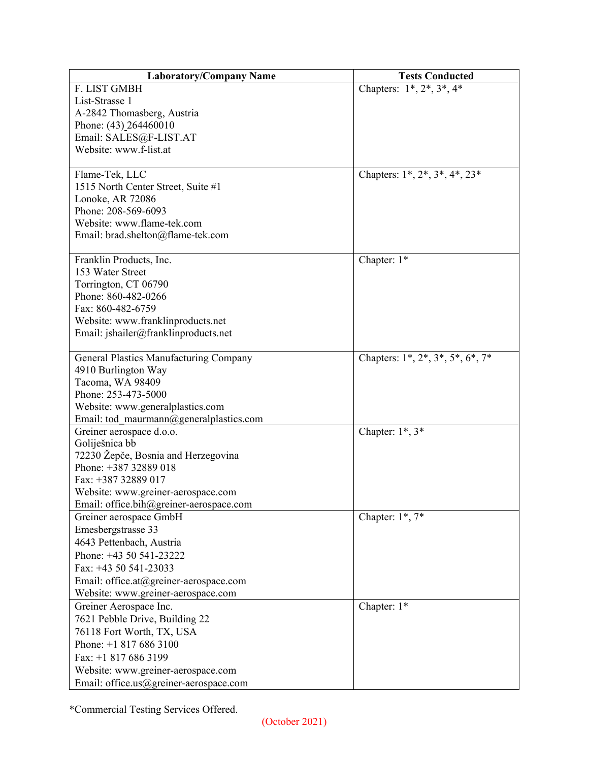| Laboratory/Company Name | Tests Conducted |
| --- | --- |
| F. LIST GMBH<br>List-Strasse 1<br>A-2842 Thomasberg, Austria<br>Phone: (43) 264460010<br>Email: SALES@F-LIST.AT<br>Website: www.f-list.at | Chapters: 1*, 2*, 3*, 4* |
| Flame-Tek, LLC<br>1515 North Center Street, Suite #1<br>Lonoke, AR 72086<br>Phone: 208-569-6093<br>Website: www.flame-tek.com<br>Email: brad.shelton@flame-tek.com | Chapters: 1*, 2*, 3*, 4*, 23* |
| Franklin Products, Inc.<br>153 Water Street<br>Torrington, CT 06790<br>Phone: 860-482-0266<br>Fax: 860-482-6759<br>Website: www.franklinproducts.net<br>Email: jshailer@franklinproducts.net | Chapter: 1* |
| General Plastics Manufacturing Company<br>4910 Burlington Way<br>Tacoma, WA 98409<br>Phone: 253-473-5000<br>Website: www.generalplastics.com<br>Email: tod_maurmann@generalplastics.com | Chapters: 1*, 2*, 3*, 5*, 6*, 7* |
| Greiner aerospace d.o.o.<br>Goliješnica bb<br>72230 Žepče, Bosnia and Herzegovina<br>Phone: +387 32889 018<br>Fax: +387 32889 017<br>Website: www.greiner-aerospace.com<br>Email: office.bih@greiner-aerospace.com | Chapter: 1*, 3* |
| Greiner aerospace GmbH<br>Emesbergstrasse 33<br>4643 Pettenbach, Austria<br>Phone: +43 50 541-23222<br>Fax: +43 50 541-23033<br>Email: office.at@greiner-aerospace.com<br>Website: www.greiner-aerospace.com | Chapter: 1*, 7* |
| Greiner Aerospace Inc.<br>7621 Pebble Drive, Building 22<br>76118 Fort Worth, TX, USA<br>Phone: +1 817 686 3100<br>Fax: +1 817 686 3199<br>Website: www.greiner-aerospace.com<br>Email: office.us@greiner-aerospace.com | Chapter: 1* |

*Commercial Testing Services Offered.

(October 2021)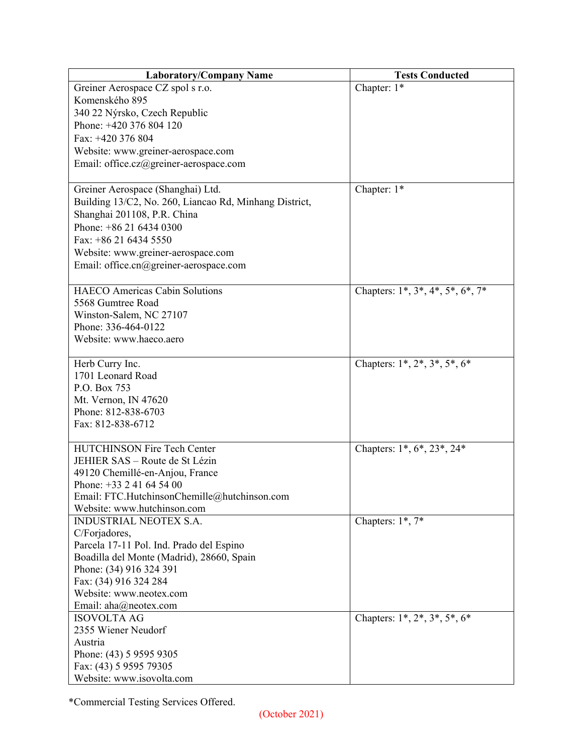| Laboratory/Company Name | Tests Conducted |
|---|---|
| Greiner Aerospace CZ spol s r.o.<br>Komenského 895<br>340 22 Nýrsko, Czech Republic<br>Phone: +420 376 804 120<br>Fax: +420 376 804<br>Website: www.greiner-aerospace.com<br>Email: office.cz@greiner-aerospace.com | Chapter: 1* |
| Greiner Aerospace (Shanghai) Ltd.<br>Building 13/C2, No. 260, Liancao Rd, Minhang District,<br>Shanghai 201108, P.R. China<br>Phone: +86 21 6434 0300<br>Fax: +86 21 6434 5550<br>Website: www.greiner-aerospace.com<br>Email: office.cn@greiner-aerospace.com | Chapter: 1* |
| HAECO Americas Cabin Solutions<br>5568 Gumtree Road<br>Winston-Salem, NC 27107<br>Phone: 336-464-0122<br>Website: www.haeco.aero | Chapters: 1*, 3*, 4*, 5*, 6*, 7* |
| Herb Curry Inc.<br>1701 Leonard Road<br>P.O. Box 753<br>Mt. Vernon, IN 47620<br>Phone: 812-838-6703<br>Fax: 812-838-6712 | Chapters: 1*, 2*, 3*, 5*, 6* |
| HUTCHINSON Fire Tech Center<br>JEHIER SAS – Route de St Lézin<br>49120 Chemillé-en-Anjou, France<br>Phone: +33 2 41 64 54 00<br>Email: FTC.HutchinsonChemille@hutchinson.com<br>Website: www.hutchinson.com | Chapters: 1*, 6*, 23*, 24* |
| INDUSTRIAL NEOTEX S.A.<br>C/Forjadores,<br>Parcela 17-11 Pol. Ind. Prado del Espino<br>Boadilla del Monte (Madrid), 28660, Spain<br>Phone: (34) 916 324 391<br>Fax: (34) 916 324 284<br>Website: www.neotex.com<br>Email: aha@neotex.com | Chapters: 1*, 7* |
| ISOVOLTA AG<br>2355 Wiener Neudorf<br>Austria<br>Phone: (43) 5 9595 9305<br>Fax: (43) 5 9595 79305<br>Website: www.isovolta.com | Chapters: 1*, 2*, 3*, 5*, 6* |

*Commercial Testing Services Offered.

(October 2021)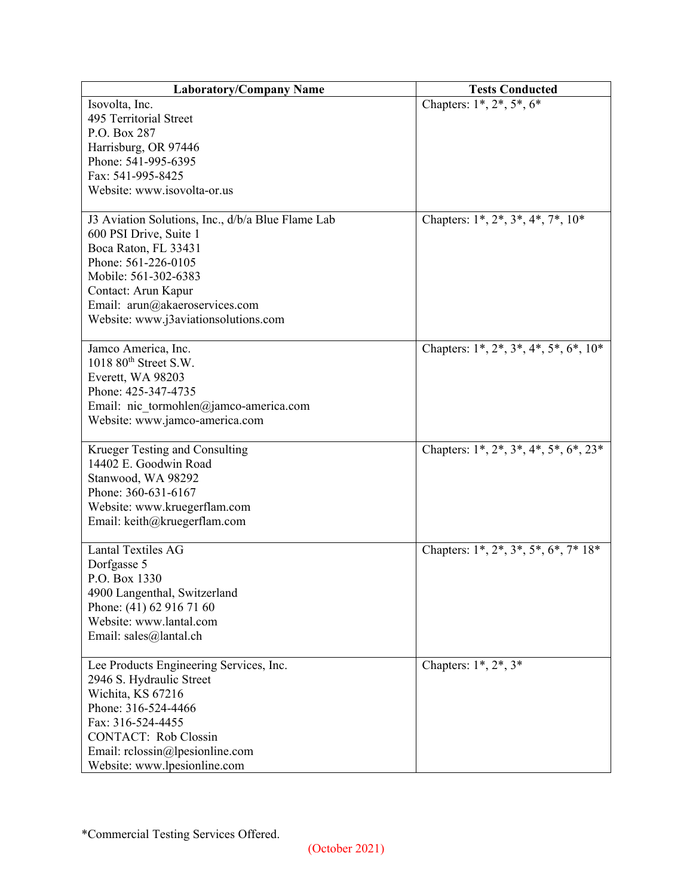| Laboratory/Company Name | Tests Conducted |
| --- | --- |
| Isovolta, Inc.<br>495 Territorial Street<br>P.O. Box 287<br>Harrisburg, OR 97446<br>Phone: 541-995-6395<br>Fax: 541-995-8425<br>Website: www.isovolta-or.us | Chapters: 1*, 2*, 5*, 6* |
| J3 Aviation Solutions, Inc., d/b/a Blue Flame Lab<br>600 PSI Drive, Suite 1<br>Boca Raton, FL 33431<br>Phone: 561-226-0105<br>Mobile: 561-302-6383<br>Contact: Arun Kapur<br>Email: arun@akaeroservices.com<br>Website: www.j3aviationsolutions.com | Chapters: 1*, 2*, 3*, 4*, 7*, 10* |
| Jamco America, Inc.<br>1018 80th Street S.W.<br>Everett, WA 98203<br>Phone: 425-347-4735<br>Email: nic_tormohlen@jamco-america.com<br>Website: www.jamco-america.com | Chapters: 1*, 2*, 3*, 4*, 5*, 6*, 10* |
| Krueger Testing and Consulting<br>14402 E. Goodwin Road<br>Stanwood, WA 98292<br>Phone: 360-631-6167<br>Website: www.kruegerflam.com<br>Email: keith@kruegerflam.com | Chapters: 1*, 2*, 3*, 4*, 5*, 6*, 23* |
| Lantal Textiles AG<br>Dorfgasse 5<br>P.O. Box 1330<br>4900 Langenthal, Switzerland<br>Phone: (41) 62 916 71 60<br>Website: www.lantal.com<br>Email: sales@lantal.ch | Chapters: 1*, 2*, 3*, 5*, 6*, 7* 18* |
| Lee Products Engineering Services, Inc.<br>2946 S. Hydraulic Street<br>Wichita, KS 67216<br>Phone: 316-524-4466<br>Fax: 316-524-4455<br>CONTACT: Rob Clossin<br>Email: rclossin@lpesionline.com<br>Website: www.lpesionline.com | Chapters: 1*, 2*, 3* |

*Commercial Testing Services Offered.

(October 2021)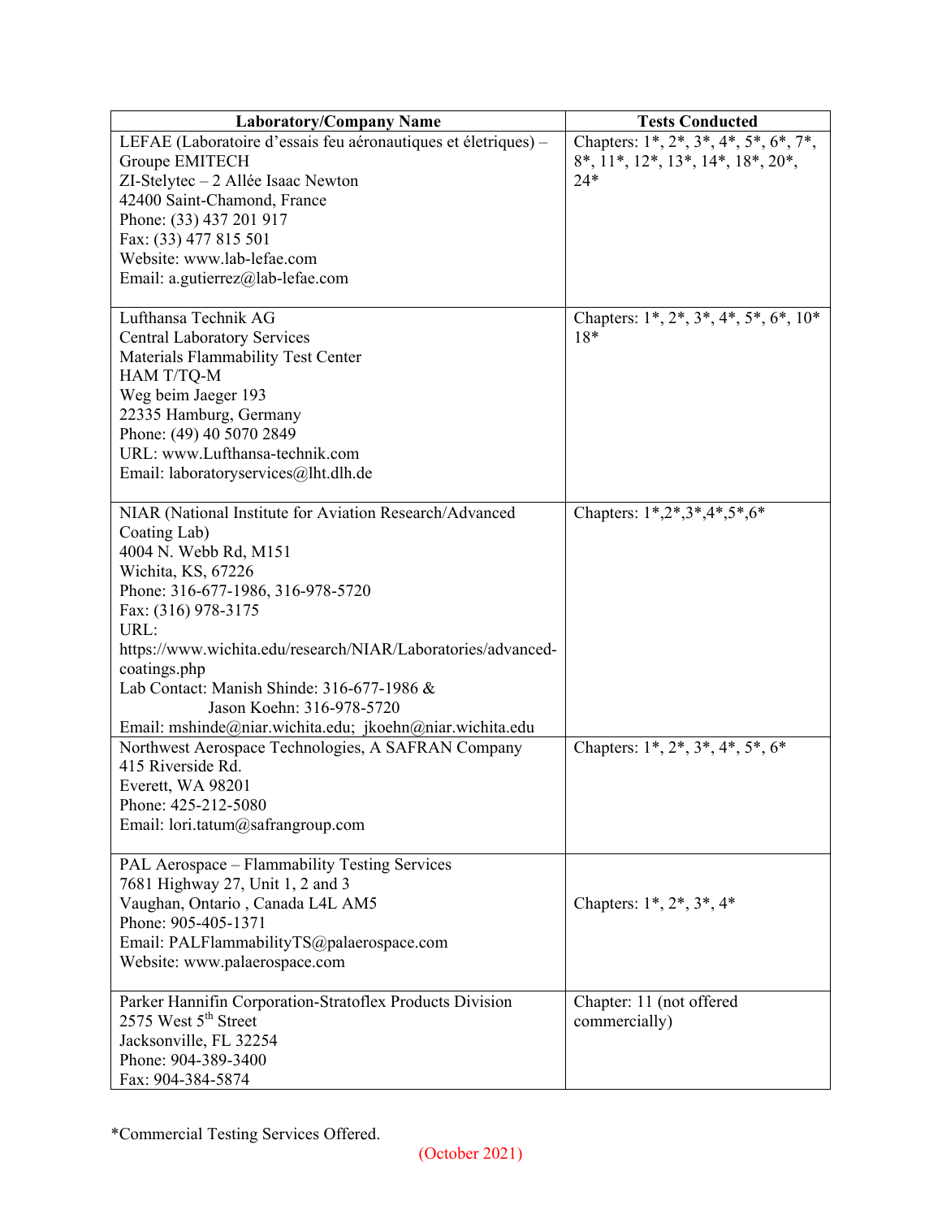| Laboratory/Company Name | Tests Conducted |
|---|---|
| LEFAE (Laboratoire d'essais feu aéronautiques et életriques) – Groupe EMITECH<br>ZI-Stelytec – 2 Allée Isaac Newton<br>42400 Saint-Chamond, France<br>Phone: (33) 437 201 917<br>Fax: (33) 477 815 501<br>Website: www.lab-lefae.com<br>Email: a.gutierrez@lab-lefae.com | Chapters: 1*, 2*, 3*, 4*, 5*, 6*, 7*, 8*, 11*, 12*, 13*, 14*, 18*, 20*, 24* |
| Lufthansa Technik AG<br>Central Laboratory Services<br>Materials Flammability Test Center<br>HAM T/TQ-M<br>Weg beim Jaeger 193<br>22335 Hamburg, Germany<br>Phone: (49) 40 5070 2849<br>URL: www.Lufthansa-technik.com<br>Email: laboratoryservices@lht.dlh.de | Chapters: 1*, 2*, 3*, 4*, 5*, 6*, 10* 18* |
| NIAR (National Institute for Aviation Research/Advanced Coating Lab)<br>4004 N. Webb Rd, M151<br>Wichita, KS, 67226<br>Phone: 316-677-1986, 316-978-5720<br>Fax: (316) 978-3175<br>URL:<br>https://www.wichita.edu/research/NIAR/Laboratories/advanced-coatings.php<br>Lab Contact: Manish Shinde: 316-677-1986 &<br>Jason Koehn: 316-978-5720<br>Email: mshinde@niar.wichita.edu; jkoehn@niar.wichita.edu | Chapters: 1*,2*,3*,4*,5*,6* |
| Northwest Aerospace Technologies, A SAFRAN Company<br>415 Riverside Rd.<br>Everett, WA 98201<br>Phone: 425-212-5080<br>Email: lori.tatum@safrangroup.com | Chapters: 1*, 2*, 3*, 4*, 5*, 6* |
| PAL Aerospace – Flammability Testing Services<br>7681 Highway 27, Unit 1, 2 and 3<br>Vaughan, Ontario , Canada L4L AM5<br>Phone: 905-405-1371<br>Email: PALFlammabilityTS@palaerospace.com<br>Website: www.palaerospace.com | Chapters: 1*, 2*, 3*, 4* |
| Parker Hannifin Corporation-Stratoflex Products Division<br>2575 West 5th Street<br>Jacksonville, FL 32254<br>Phone: 904-389-3400<br>Fax: 904-384-5874 | Chapter: 11 (not offered commercially) |

*Commercial Testing Services Offered.

(October 2021)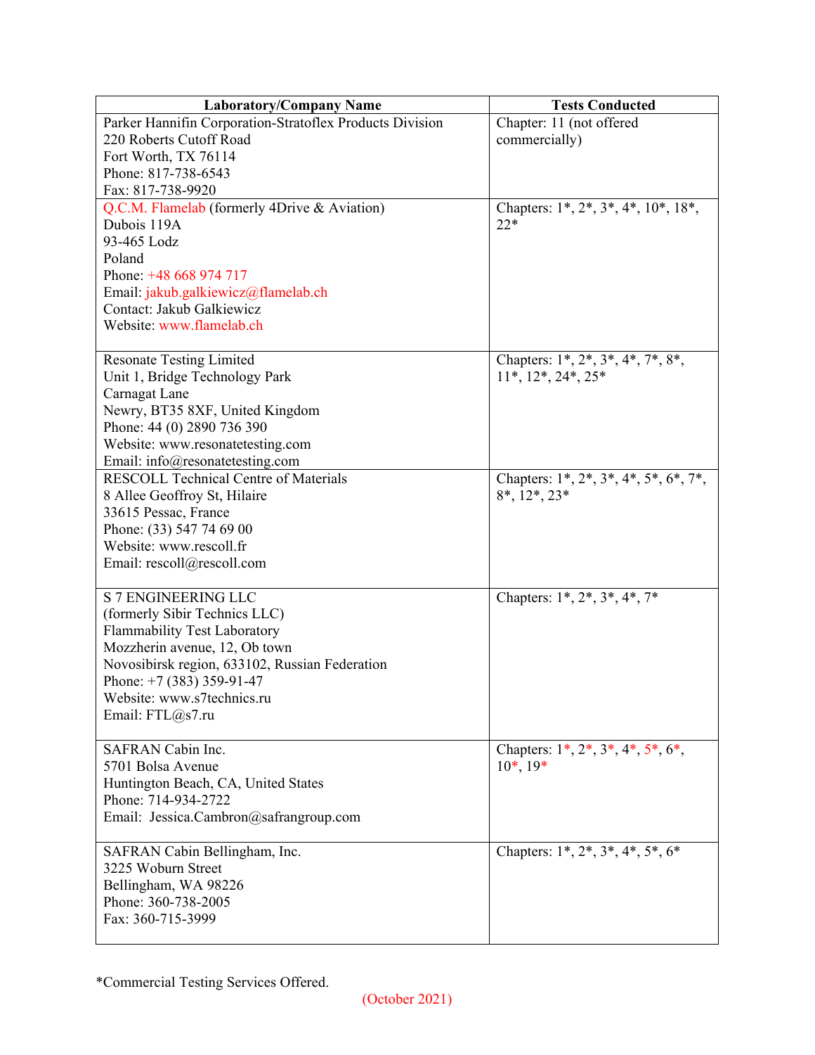| Laboratory/Company Name | Tests Conducted |
| --- | --- |
| Parker Hannifin Corporation-Stratoflex Products Division<br>220 Roberts Cutoff Road<br>Fort Worth, TX 76114<br>Phone: 817-738-6543<br>Fax: 817-738-9920 | Chapter: 11 (not offered commercially) |
| Q.C.M. Flamelab (formerly 4Drive & Aviation)<br>Dubois 119A<br>93-465 Lodz<br>Poland<br>Phone: +48 668 974 717<br>Email: jakub.galkiewicz@flamelab.ch<br>Contact: Jakub Galkiewicz<br>Website: www.flamelab.ch | Chapters: 1*, 2*, 3*, 4*, 10*, 18*, 22* |
| Resonate Testing Limited<br>Unit 1, Bridge Technology Park<br>Carnagat Lane<br>Newry, BT35 8XF, United Kingdom<br>Phone: 44 (0) 2890 736 390<br>Website: www.resonatetesting.com<br>Email: info@resonatetesting.com | Chapters: 1*, 2*, 3*, 4*, 7*, 8*, 11*, 12*, 24*, 25* |
| RESCOLL Technical Centre of Materials<br>8 Allee Geoffroy St, Hilaire<br>33615 Pessac, France<br>Phone: (33) 547 74 69 00<br>Website: www.rescoll.fr<br>Email: rescoll@rescoll.com | Chapters: 1*, 2*, 3*, 4*, 5*, 6*, 7*, 8*, 12*, 23* |
| S 7 ENGINEERING LLC<br>(formerly Sibir Technics LLC)<br>Flammability Test Laboratory<br>Mozzherin avenue, 12, Ob town<br>Novosibirsk region, 633102, Russian Federation<br>Phone: +7 (383) 359-91-47<br>Website: www.s7technics.ru<br>Email: FTL@s7.ru | Chapters: 1*, 2*, 3*, 4*, 7* |
| SAFRAN Cabin Inc.<br>5701 Bolsa Avenue<br>Huntington Beach, CA, United States<br>Phone: 714-934-2722<br>Email: Jessica.Cambron@safrangroup.com | Chapters: 1*, 2*, 3*, 4*, 5*, 6*, 10*, 19* |
| SAFRAN Cabin Bellingham, Inc.<br>3225 Woburn Street<br>Bellingham, WA 98226<br>Phone: 360-738-2005<br>Fax: 360-715-3999 | Chapters: 1*, 2*, 3*, 4*, 5*, 6* |

*Commercial Testing Services Offered.

(October 2021)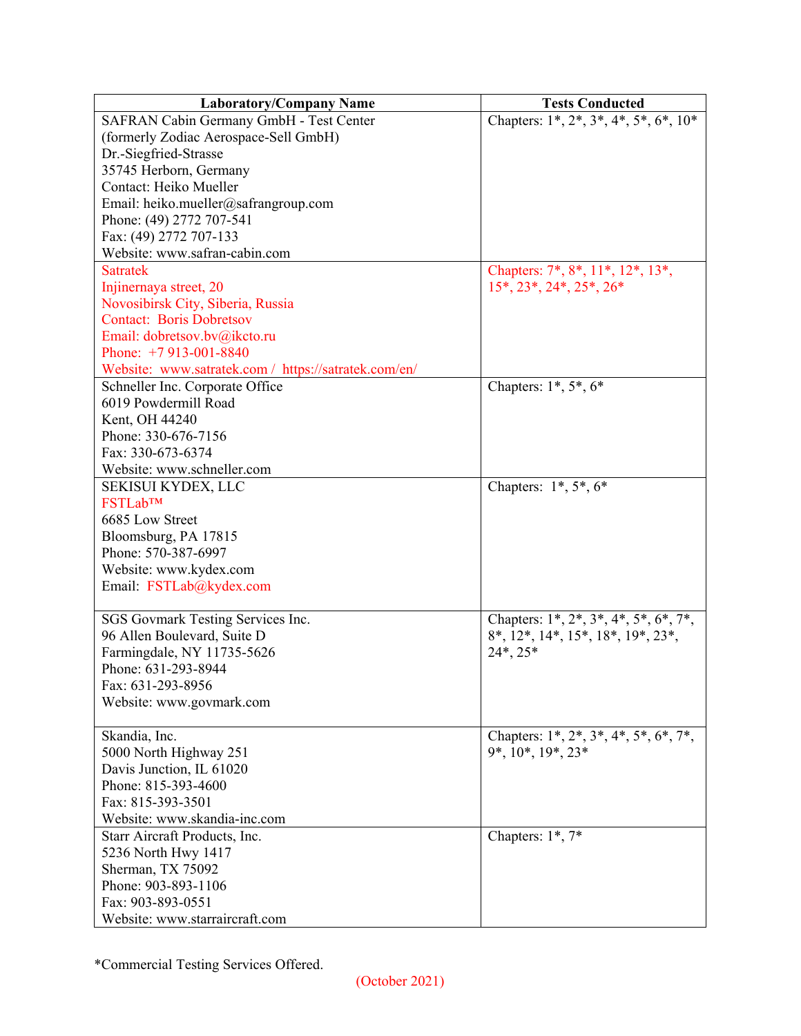| Laboratory/Company Name | Tests Conducted |
|---|---|
| SAFRAN Cabin Germany GmbH - Test Center<br>(formerly Zodiac Aerospace-Sell GmbH)<br>Dr.-Siegfried-Strasse<br>35745 Herborn, Germany<br>Contact: Heiko Mueller<br>Email: heiko.mueller@safrangroup.com<br>Phone: (49) 2772 707-541<br>Fax: (49) 2772 707-133<br>Website: www.safran-cabin.com | Chapters: 1*, 2*, 3*, 4*, 5*, 6*, 10* |
| Satratek<br>Injinernaya street, 20<br>Novosibirsk City, Siberia, Russia<br>Contact: Boris Dobretsov<br>Email: dobretsov.bv@ikcto.ru<br>Phone: +7 913-001-8840<br>Website: www.satratek.com / https://satratek.com/en/ | Chapters: 7*, 8*, 11*, 12*, 13*, 15*, 23*, 24*, 25*, 26* |
| Schneller Inc. Corporate Office<br>6019 Powdermill Road<br>Kent, OH 44240<br>Phone: 330-676-7156<br>Fax: 330-673-6374<br>Website: www.schneller.com | Chapters: 1*, 5*, 6* |
| SEKISUI KYDEX, LLC<br>FSTLab™<br>6685 Low Street<br>Bloomsburg, PA 17815<br>Phone: 570-387-6997<br>Website: www.kydex.com<br>Email: FSTLab@kydex.com | Chapters: 1*, 5*, 6* |
| SGS Govmark Testing Services Inc.<br>96 Allen Boulevard, Suite D<br>Farmingdale, NY 11735-5626<br>Phone: 631-293-8944<br>Fax: 631-293-8956<br>Website: www.govmark.com | Chapters: 1*, 2*, 3*, 4*, 5*, 6*, 7*, 8*, 12*, 14*, 15*, 18*, 19*, 23*, 24*, 25* |
| Skandia, Inc.<br>5000 North Highway 251<br>Davis Junction, IL 61020<br>Phone: 815-393-4600<br>Fax: 815-393-3501<br>Website: www.skandia-inc.com | Chapters: 1*, 2*, 3*, 4*, 5*, 6*, 7*, 9*, 10*, 19*, 23* |
| Starr Aircraft Products, Inc.<br>5236 North Hwy 1417<br>Sherman, TX 75092<br>Phone: 903-893-1106<br>Fax: 903-893-0551<br>Website: www.starraircraft.com | Chapters: 1*, 7* |

*Commercial Testing Services Offered.

(October 2021)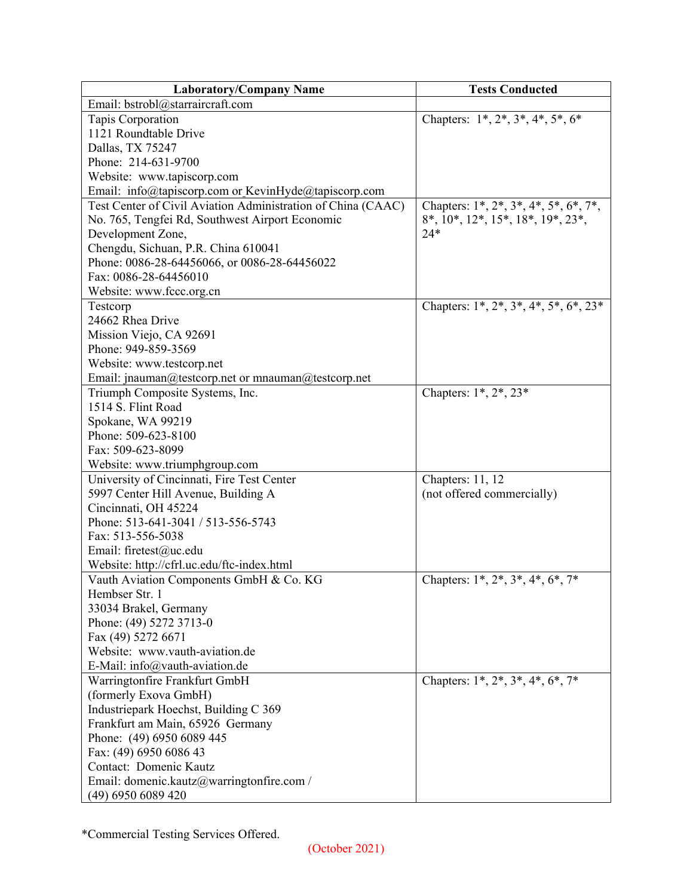| Laboratory/Company Name | Tests Conducted |
| --- | --- |
| Email: bstrobl@starraircraft.com | |
| Tapis Corporation<br>1121 Roundtable Drive<br>Dallas, TX 75247<br>Phone: 214-631-9700<br>Website: www.tapiscorp.com<br>Email: info@tapiscorp.com or KevinHyde@tapiscorp.com | Chapters: 1*, 2*, 3*, 4*, 5*, 6* |
| Test Center of Civil Aviation Administration of China (CAAC)<br>No. 765, Tengfei Rd, Southwest Airport Economic Development Zone,<br>Chengdu, Sichuan, P.R. China 610041<br>Phone: 0086-28-64456066, or 0086-28-64456022<br>Fax: 0086-28-64456010<br>Website: www.fccc.org.cn | Chapters: 1*, 2*, 3*, 4*, 5*, 6*, 7*, 8*, 10*, 12*, 15*, 18*, 19*, 23*, 24* |
| Testcorp<br>24662 Rhea Drive<br>Mission Viejo, CA 92691<br>Phone: 949-859-3569<br>Website: www.testcorp.net<br>Email: jnauman@testcorp.net or mnauman@testcorp.net | Chapters: 1*, 2*, 3*, 4*, 5*, 6*, 23* |
| Triumph Composite Systems, Inc.<br>1514 S. Flint Road<br>Spokane, WA 99219<br>Phone: 509-623-8100<br>Fax: 509-623-8099<br>Website: www.triumphgroup.com | Chapters: 1*, 2*, 23* |
| University of Cincinnati, Fire Test Center<br>5997 Center Hill Avenue, Building A<br>Cincinnati, OH 45224<br>Phone: 513-641-3041 / 513-556-5743<br>Fax: 513-556-5038<br>Email: firetest@uc.edu<br>Website: http://cfrl.uc.edu/ftc-index.html | Chapters: 11, 12<br>(not offered commercially) |
| Vauth Aviation Components GmbH & Co. KG<br>Hembser Str. 1<br>33034 Brakel, Germany<br>Phone: (49) 5272 3713-0<br>Fax (49) 5272 6671<br>Website: www.vauth-aviation.de<br>E-Mail: info@vauth-aviation.de | Chapters: 1*, 2*, 3*, 4*, 6*, 7* |
| Warringtonfire Frankfurt GmbH<br>(formerly Exova GmbH)<br>Industriepark Hoechst, Building C 369<br>Frankfurt am Main, 65926 Germany<br>Phone: (49) 6950 6089 445<br>Fax: (49) 6950 6086 43<br>Contact: Domenic Kautz<br>Email: domenic.kautz@warringtonfire.com /<br>(49) 6950 6089 420 | Chapters: 1*, 2*, 3*, 4*, 6*, 7* |

*Commercial Testing Services Offered.

(October 2021)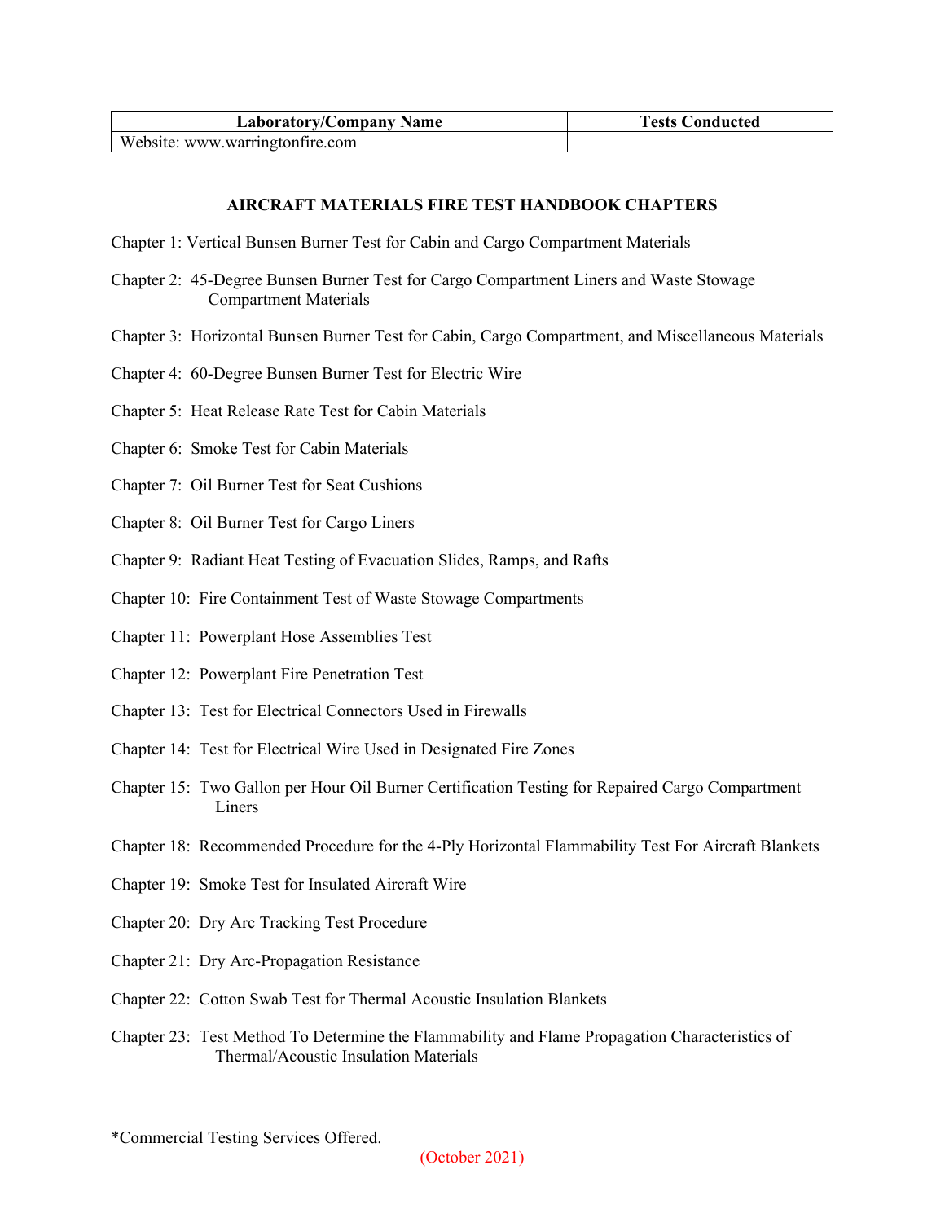| Laboratory/Company Name | Tests Conducted |
| --- | --- |
| Website: www.warringtonfire.com | |

**AIRCRAFT MATERIALS FIRE TEST HANDBOOK CHAPTERS**

Chapter 1: Vertical Bunsen Burner Test for Cabin and Cargo Compartment Materials

Chapter 2: 45-Degree Bunsen Burner Test for Cargo Compartment Liners and Waste Stowage Compartment Materials

Chapter 3: Horizontal Bunsen Burner Test for Cabin, Cargo Compartment, and Miscellaneous Materials

Chapter 4: 60-Degree Bunsen Burner Test for Electric Wire

Chapter 5: Heat Release Rate Test for Cabin Materials

Chapter 6: Smoke Test for Cabin Materials

Chapter 7: Oil Burner Test for Seat Cushions

Chapter 8: Oil Burner Test for Cargo Liners

Chapter 9: Radiant Heat Testing of Evacuation Slides, Ramps, and Rafts

Chapter 10: Fire Containment Test of Waste Stowage Compartments

Chapter 11: Powerplant Hose Assemblies Test

Chapter 12: Powerplant Fire Penetration Test

Chapter 13: Test for Electrical Connectors Used in Firewalls

Chapter 14: Test for Electrical Wire Used in Designated Fire Zones

Chapter 15: Two Gallon per Hour Oil Burner Certification Testing for Repaired Cargo Compartment Liners

Chapter 18: Recommended Procedure for the 4-Ply Horizontal Flammability Test For Aircraft Blankets

Chapter 19: Smoke Test for Insulated Aircraft Wire

Chapter 20: Dry Arc Tracking Test Procedure

Chapter 21: Dry Arc-Propagation Resistance

Chapter 22: Cotton Swab Test for Thermal Acoustic Insulation Blankets

Chapter 23: Test Method To Determine the Flammability and Flame Propagation Characteristics of Thermal/Acoustic Insulation Materials

*Commercial Testing Services Offered.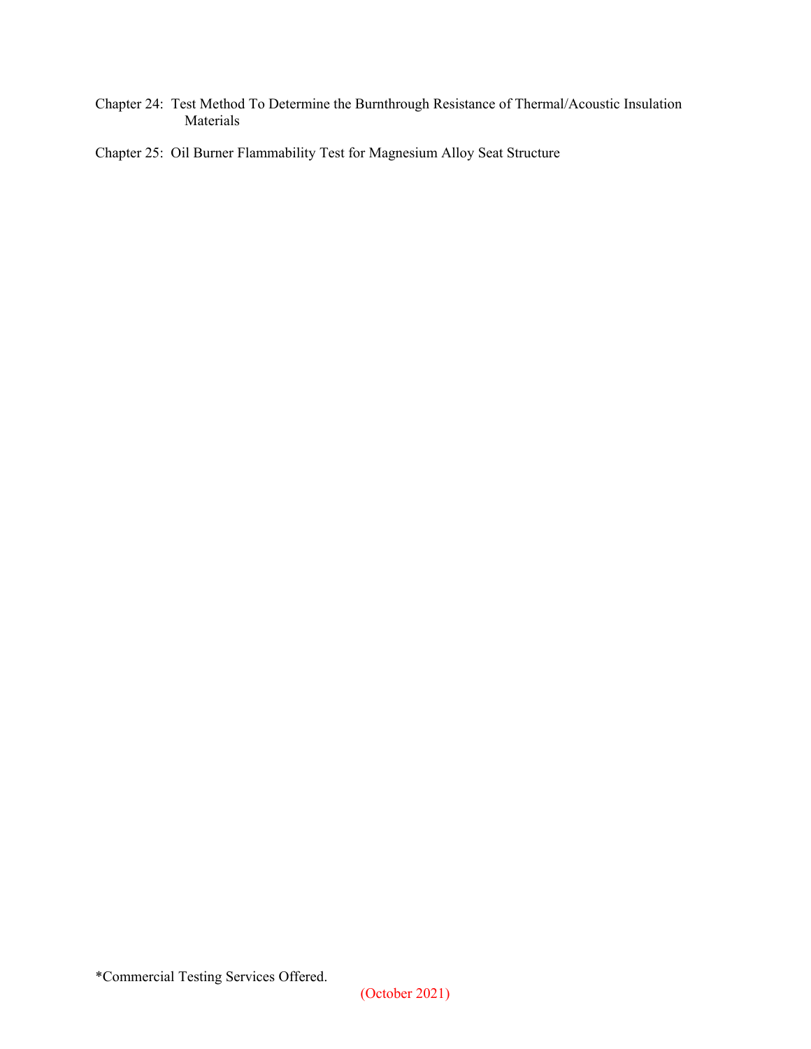Chapter 24: Test Method To Determine the Burnthrough Resistance of Thermal/Acoustic Insulation Materials

Chapter 25: Oil Burner Flammability Test for Magnesium Alloy Seat Structure

*Commercial Testing Services Offered.

(October 2021)